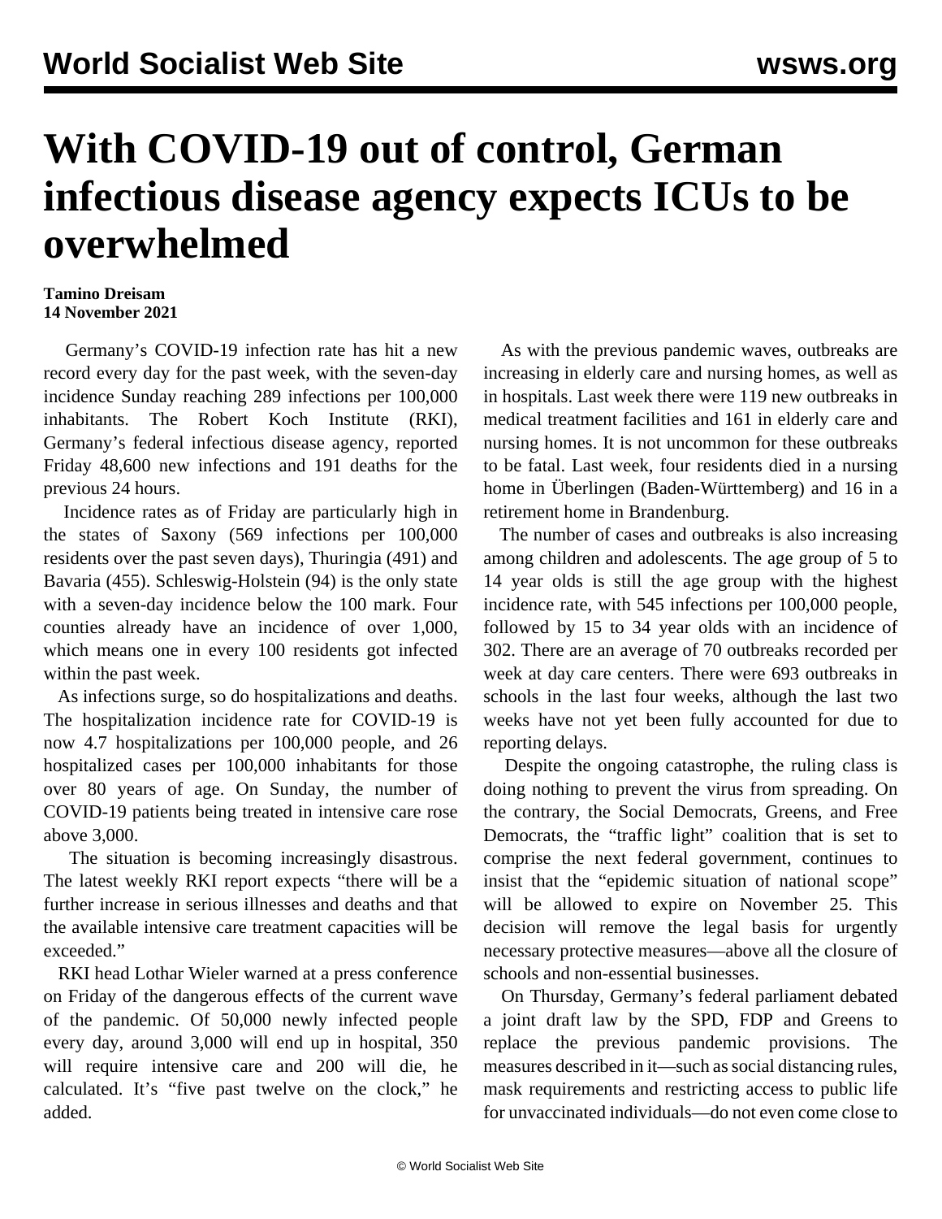# With COVID-19 out of control, German infectious disease agency expects ICUs to be overwhelmed

**Tamino Dreisam**
**14 November 2021**

Germany's COVID-19 infection rate has hit a new record every day for the past week, with the seven-day incidence Sunday reaching 289 infections per 100,000 inhabitants. The Robert Koch Institute (RKI), Germany's federal infectious disease agency, reported Friday 48,600 new infections and 191 deaths for the previous 24 hours.

Incidence rates as of Friday are particularly high in the states of Saxony (569 infections per 100,000 residents over the past seven days), Thuringia (491) and Bavaria (455). Schleswig-Holstein (94) is the only state with a seven-day incidence below the 100 mark. Four counties already have an incidence of over 1,000, which means one in every 100 residents got infected within the past week.

As infections surge, so do hospitalizations and deaths. The hospitalization incidence rate for COVID-19 is now 4.7 hospitalizations per 100,000 people, and 26 hospitalized cases per 100,000 inhabitants for those over 80 years of age. On Sunday, the number of COVID-19 patients being treated in intensive care rose above 3,000.

The situation is becoming increasingly disastrous. The latest weekly RKI report expects "there will be a further increase in serious illnesses and deaths and that the available intensive care treatment capacities will be exceeded."

RKI head Lothar Wieler warned at a press conference on Friday of the dangerous effects of the current wave of the pandemic. Of 50,000 newly infected people every day, around 3,000 will end up in hospital, 350 will require intensive care and 200 will die, he calculated. It's "five past twelve on the clock," he added.

As with the previous pandemic waves, outbreaks are increasing in elderly care and nursing homes, as well as in hospitals. Last week there were 119 new outbreaks in medical treatment facilities and 161 in elderly care and nursing homes. It is not uncommon for these outbreaks to be fatal. Last week, four residents died in a nursing home in Überlingen (Baden-Württemberg) and 16 in a retirement home in Brandenburg.

The number of cases and outbreaks is also increasing among children and adolescents. The age group of 5 to 14 year olds is still the age group with the highest incidence rate, with 545 infections per 100,000 people, followed by 15 to 34 year olds with an incidence of 302. There are an average of 70 outbreaks recorded per week at day care centers. There were 693 outbreaks in schools in the last four weeks, although the last two weeks have not yet been fully accounted for due to reporting delays.

Despite the ongoing catastrophe, the ruling class is doing nothing to prevent the virus from spreading. On the contrary, the Social Democrats, Greens, and Free Democrats, the "traffic light" coalition that is set to comprise the next federal government, continues to insist that the "epidemic situation of national scope" will be allowed to expire on November 25. This decision will remove the legal basis for urgently necessary protective measures—above all the closure of schools and non-essential businesses.

On Thursday, Germany's federal parliament debated a joint draft law by the SPD, FDP and Greens to replace the previous pandemic provisions. The measures described in it—such as social distancing rules, mask requirements and restricting access to public life for unvaccinated individuals—do not even come close to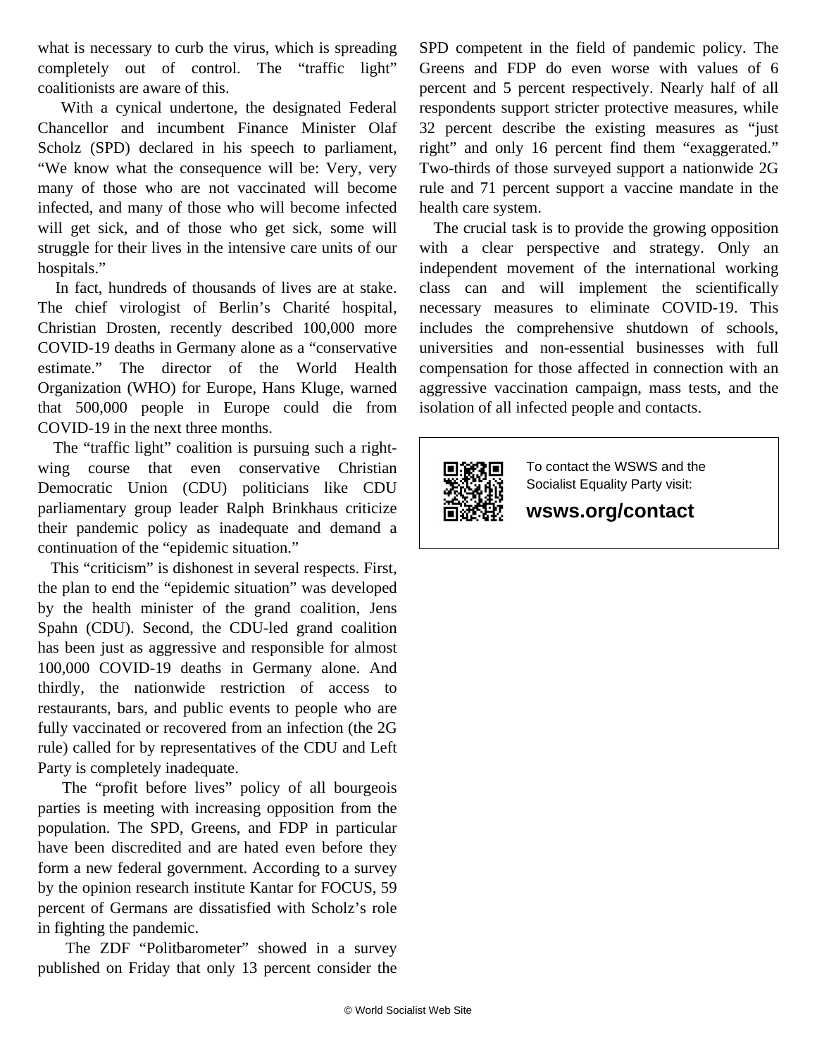what is necessary to curb the virus, which is spreading completely out of control. The "traffic light" coalitionists are aware of this.

With a cynical undertone, the designated Federal Chancellor and incumbent Finance Minister Olaf Scholz (SPD) declared in his speech to parliament, "We know what the consequence will be: Very, very many of those who are not vaccinated will become infected, and many of those who will become infected will get sick, and of those who get sick, some will struggle for their lives in the intensive care units of our hospitals."

In fact, hundreds of thousands of lives are at stake. The chief virologist of Berlin's Charité hospital, Christian Drosten, recently described 100,000 more COVID-19 deaths in Germany alone as a "conservative estimate." The director of the World Health Organization (WHO) for Europe, Hans Kluge, warned that 500,000 people in Europe could die from COVID-19 in the next three months.

The "traffic light" coalition is pursuing such a right-wing course that even conservative Christian Democratic Union (CDU) politicians like CDU parliamentary group leader Ralph Brinkhaus criticize their pandemic policy as inadequate and demand a continuation of the "epidemic situation."

This "criticism" is dishonest in several respects. First, the plan to end the "epidemic situation" was developed by the health minister of the grand coalition, Jens Spahn (CDU). Second, the CDU-led grand coalition has been just as aggressive and responsible for almost 100,000 COVID-19 deaths in Germany alone. And thirdly, the nationwide restriction of access to restaurants, bars, and public events to people who are fully vaccinated or recovered from an infection (the 2G rule) called for by representatives of the CDU and Left Party is completely inadequate.

The "profit before lives" policy of all bourgeois parties is meeting with increasing opposition from the population. The SPD, Greens, and FDP in particular have been discredited and are hated even before they form a new federal government. According to a survey by the opinion research institute Kantar for FOCUS, 59 percent of Germans are dissatisfied with Scholz's role in fighting the pandemic.

The ZDF "Politbarometer" showed in a survey published on Friday that only 13 percent consider the SPD competent in the field of pandemic policy. The Greens and FDP do even worse with values of 6 percent and 5 percent respectively. Nearly half of all respondents support stricter protective measures, while 32 percent describe the existing measures as "just right" and only 16 percent find them "exaggerated." Two-thirds of those surveyed support a nationwide 2G rule and 71 percent support a vaccine mandate in the health care system.

The crucial task is to provide the growing opposition with a clear perspective and strategy. Only an independent movement of the international working class can and will implement the scientifically necessary measures to eliminate COVID-19. This includes the comprehensive shutdown of schools, universities and non-essential businesses with full compensation for those affected in connection with an aggressive vaccination campaign, mass tests, and the isolation of all infected people and contacts.

To contact the WSWS and the Socialist Equality Party visit:

**wsws.org/contact**